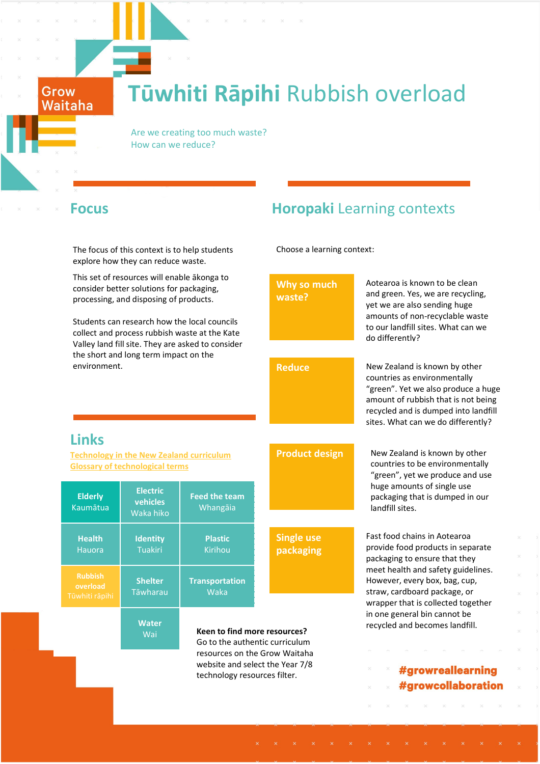Grow Waitaha

# Tūwhiti Rāpihi Rubbish overload

Are we creating too much waste?
How can we reduce?

## Focus

The focus of this context is to help students explore how they can reduce waste.

This set of resources will enable ākonga to consider better solutions for packaging, processing, and disposing of products.

Students can research how the local councils collect and process rubbish waste at the Kate Valley land fill site. They are asked to consider the short and long term impact on the environment.

## Links

[Technology in the New Zealand curriculum](#)
[Glossary of technological terms](#)

| | | |
|---|---|---|
| **Elderly** Kaumātua | **Electric vehicles** Waka hiko | **Feed the team** Whangāia |
| **Health** Hauora | **Identity** Tuakiri | **Plastic** Kirihou |
| **Rubbish overload** Tūwhiti rāpihi | **Shelter** Tāwharau | **Transportation** Waka |
| | **Water** Wai | |

**Keen to find more resources?**
Go to the authentic curriculum resources on the Grow Waitaha website and select the Year 7/8 technology resources filter.

## Horopaki Learning contexts

Choose a learning context:

**Why so much waste?**
Aotearoa is known to be clean and green. Yes, we are recycling, yet we are also sending huge amounts of non-recyclable waste to our landfill sites. What can we do differently?

**Reduce**
New Zealand is known by other countries as environmentally "green". Yet we also produce a huge amount of rubbish that is not being recycled and is dumped into landfill sites. What can we do differently?

**Product design**
New Zealand is known by other countries to be environmentally "green", yet we produce and use huge amounts of single use packaging that is dumped in our landfill sites.

**Single use packaging**
Fast food chains in Aotearoa provide food products in separate packaging to ensure that they meet health and safety guidelines. However, every box, bag, cup, straw, cardboard package, or wrapper that is collected together in one general bin cannot be recycled and becomes landfill.

#growreallearning
#growcollaboration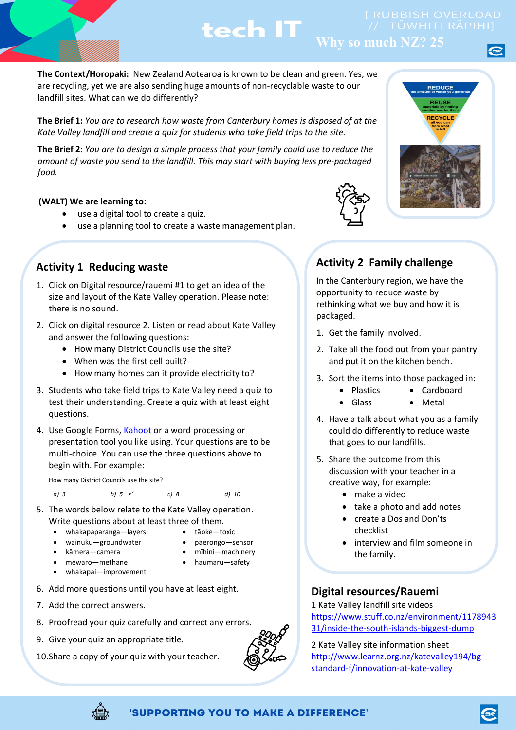# tech IT

[ RUBBISH OVERLOAD // TŪWHITI RĀPIHI]

Why so much NZ? 25

**The Context/Horopaki:** New Zealand Aotearoa is known to be clean and green. Yes, we are recycling, yet we are also sending huge amounts of non-recyclable waste to our landfill sites. What can we do differently?

**The Brief 1:** *You are to research how waste from Canterbury homes is disposed of at the Kate Valley landfill and create a quiz for students who take field trips to the site.*

**The Brief 2:** *You are to design a simple process that your family could use to reduce the amount of waste you send to the landfill. This may start with buying less pre-packaged food.*

REDUCE the amount of waste you generate

REUSE materials by finding another use for them

RECYCLE all you can from what is left

**(WALT) We are learning to:**

- use a digital tool to create a quiz.
- use a planning tool to create a waste management plan.

## Activity 1 Reducing waste

1. Click on Digital resource/rauemi #1 to get an idea of the size and layout of the Kate Valley operation. Please note: there is no sound.
2. Click on digital resource 2. Listen or read about Kate Valley and answer the following questions:
   - How many District Councils use the site?
   - When was the first cell built?
   - How many homes can it provide electricity to?
3. Students who take field trips to Kate Valley need a quiz to test their understanding. Create a quiz with at least eight questions.
4. Use Google Forms, Kahoot or a word processing or presentation tool you like using. Your questions are to be multi-choice. You can use the three questions above to begin with. For example:

   How many District Councils use the site?

   *a) 3* *b) 5 ✓* *c) 8* *d) 10*

5. The words below relate to the Kate Valley operation. Write questions about at least three of them.
   - whakapaparanga—layers
   - wainuku—groundwater
   - kāmera—camera
   - mewaro—methane
   - whakapai—improvement
   - tāoke—toxic
   - paerongo—sensor
   - mīhini—machinery
   - haumaru—safety
6. Add more questions until you have at least eight.
7. Add the correct answers.
8. Proofread your quiz carefully and correct any errors.
9. Give your quiz an appropriate title.
10. Share a copy of your quiz with your teacher.

## Activity 2 Family challenge

In the Canterbury region, we have the opportunity to reduce waste by rethinking what we buy and how it is packaged.

1. Get the family involved.
2. Take all the food out from your pantry and put it on the kitchen bench.
3. Sort the items into those packaged in:
   - Plastics
   - Glass
   - Cardboard
   - Metal
4. Have a talk about what you as a family could do differently to reduce waste that goes to our landfills.
5. Share the outcome from this discussion with your teacher in a creative way, for example:
   - make a video
   - take a photo and add notes
   - create a Dos and Don'ts checklist
   - interview and film someone in the family.

## Digital resources/Rauemi

1 Kate Valley landfill site videos
https://www.stuff.co.nz/environment/117894331/inside-the-south-islands-biggest-dump

2 Kate Valley site information sheet
http://www.learnz.org.nz/katevalley194/bg-standard-f/innovation-at-kate-valley

'SUPPORTING YOU TO MAKE A DIFFERENCE'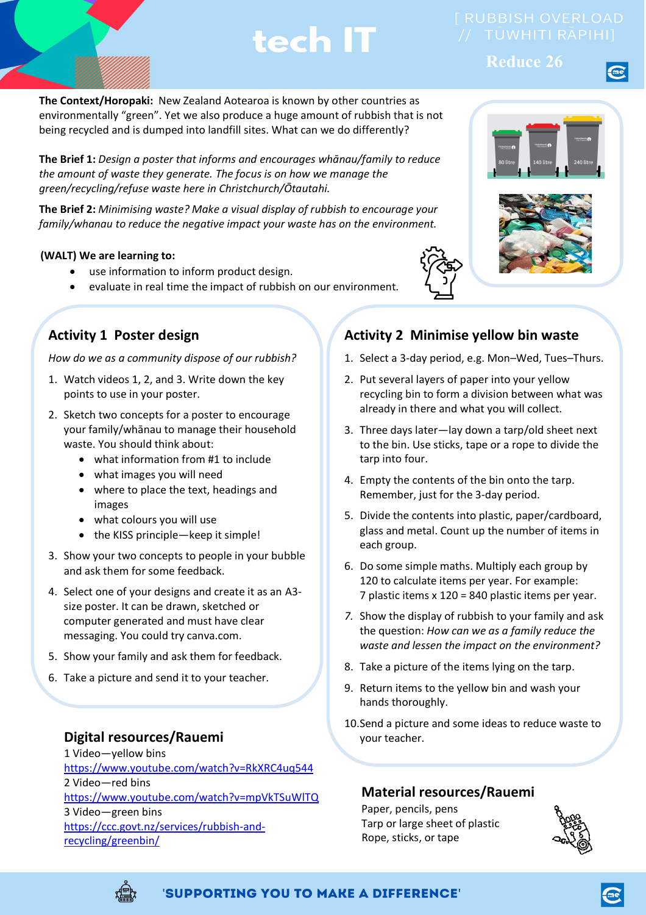# tech IT

[ RUBBISH OVERLOAD // TŪWHITI RĀPIHI]

Reduce 26

**The Context/Horopaki:** New Zealand Aotearoa is known by other countries as environmentally "green". Yet we also produce a huge amount of rubbish that is not being recycled and is dumped into landfill sites. What can we do differently?

**The Brief 1:** *Design a poster that informs and encourages whānau/family to reduce the amount of waste they generate. The focus is on how we manage the green/recycling/refuse waste here in Christchurch/Ōtautahi.*

**The Brief 2:** *Minimising waste? Make a visual display of rubbish to encourage your family/whanau to reduce the negative impact your waste has on the environment.*

**(WALT) We are learning to:**

- use information to inform product design.
- evaluate in real time the impact of rubbish on our environment.

## Activity 1 Poster design

*How do we as a community dispose of our rubbish?*

1. Watch videos 1, 2, and 3. Write down the key points to use in your poster.
2. Sketch two concepts for a poster to encourage your family/whānau to manage their household waste. You should think about:
   - what information from #1 to include
   - what images you will need
   - where to place the text, headings and images
   - what colours you will use
   - the KISS principle—keep it simple!
3. Show your two concepts to people in your bubble and ask them for some feedback.
4. Select one of your designs and create it as an A3-size poster. It can be drawn, sketched or computer generated and must have clear messaging. You could try canva.com.
5. Show your family and ask them for feedback.
6. Take a picture and send it to your teacher.

## Activity 2 Minimise yellow bin waste

1. Select a 3-day period, e.g. Mon–Wed, Tues–Thurs.
2. Put several layers of paper into your yellow recycling bin to form a division between what was already in there and what you will collect.
3. Three days later—lay down a tarp/old sheet next to the bin. Use sticks, tape or a rope to divide the tarp into four.
4. Empty the contents of the bin onto the tarp. Remember, just for the 3-day period.
5. Divide the contents into plastic, paper/cardboard, glass and metal. Count up the number of items in each group.
6. Do some simple maths. Multiply each group by 120 to calculate items per year. For example: 7 plastic items x 120 = 840 plastic items per year.
7. Show the display of rubbish to your family and ask the question: *How can we as a family reduce the waste and lessen the impact on the environment?*
8. Take a picture of the items lying on the tarp.
9. Return items to the yellow bin and wash your hands thoroughly.
10. Send a picture and some ideas to reduce waste to your teacher.

## Digital resources/Rauemi

1 Video—yellow bins
https://www.youtube.com/watch?v=RkXRC4uq544

2 Video—red bins
https://www.youtube.com/watch?v=mpVkTSuWITQ

3 Video—green bins
https://ccc.govt.nz/services/rubbish-and-recycling/greenbin/

## Material resources/Rauemi

Paper, pencils, pens
Tarp or large sheet of plastic
Rope, sticks, or tape

'SUPPORTING YOU TO MAKE A DIFFERENCE'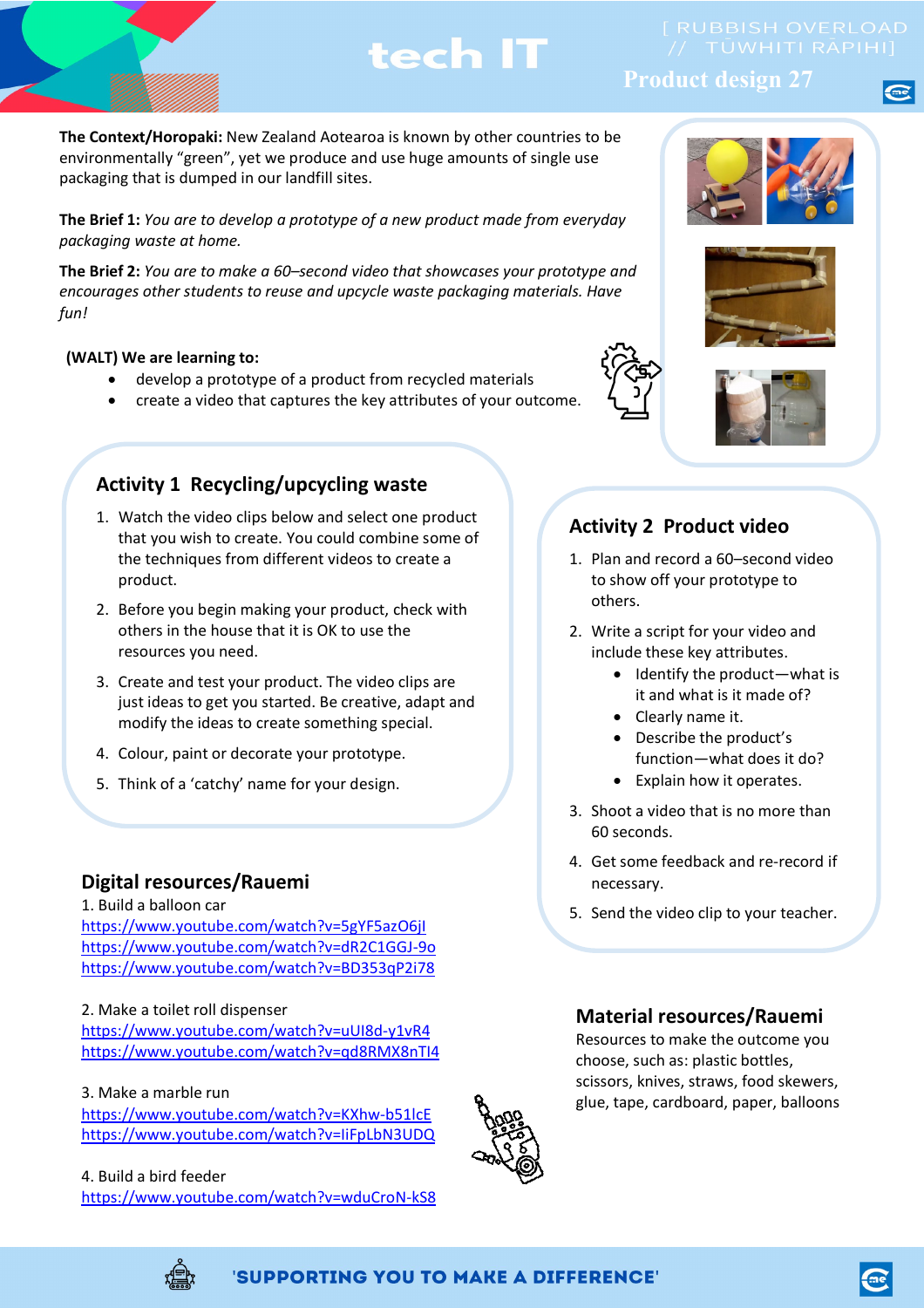# tech IT

[ RUBBISH OVERLOAD // TŪWHITI RĀPIHI]

## Product design 27

**The Context/Horopaki:** New Zealand Aotearoa is known by other countries to be environmentally "green", yet we produce and use huge amounts of single use packaging that is dumped in our landfill sites.

**The Brief 1:** *You are to develop a prototype of a new product made from everyday packaging waste at home.*

**The Brief 2:** *You are to make a 60–second video that showcases your prototype and encourages other students to reuse and upcycle waste packaging materials. Have fun!*

**(WALT) We are learning to:**

- develop a prototype of a product from recycled materials
- create a video that captures the key attributes of your outcome.

### Activity 1 Recycling/upcycling waste

1. Watch the video clips below and select one product that you wish to create. You could combine some of the techniques from different videos to create a product.
2. Before you begin making your product, check with others in the house that it is OK to use the resources you need.
3. Create and test your product. The video clips are just ideas to get you started. Be creative, adapt and modify the ideas to create something special.
4. Colour, paint or decorate your prototype.
5. Think of a 'catchy' name for your design.

### Activity 2 Product video

1. Plan and record a 60–second video to show off your prototype to others.
2. Write a script for your video and include these key attributes.
   - Identify the product—what is it and what is it made of?
   - Clearly name it.
   - Describe the product's function—what does it do?
   - Explain how it operates.
3. Shoot a video that is no more than 60 seconds.
4. Get some feedback and re-record if necessary.
5. Send the video clip to your teacher.

### Digital resources/Rauemi

1. Build a balloon car
https://www.youtube.com/watch?v=5gYF5azO6jI
https://www.youtube.com/watch?v=dR2C1GGJ-9o
https://www.youtube.com/watch?v=BD353qP2i78

2. Make a toilet roll dispenser
https://www.youtube.com/watch?v=uUI8d-y1vR4
https://www.youtube.com/watch?v=qd8RMX8nTI4

3. Make a marble run
https://www.youtube.com/watch?v=KXhw-b51lcE
https://www.youtube.com/watch?v=IiFpLbN3UDQ

4. Build a bird feeder
https://www.youtube.com/watch?v=wduCroN-kS8

### Material resources/Rauemi

Resources to make the outcome you choose, such as: plastic bottles, scissors, knives, straws, food skewers, glue, tape, cardboard, paper, balloons

'SUPPORTING YOU TO MAKE A DIFFERENCE'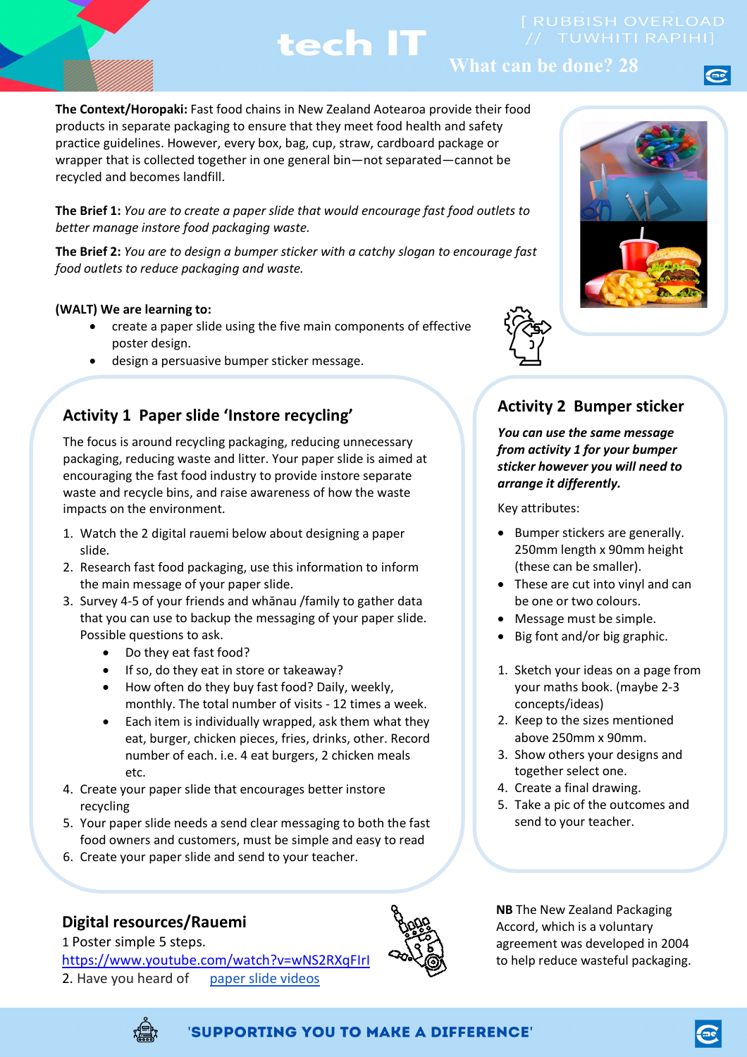# tech IT

[ RUBBISH OVERLOAD // TUWHITI RAPIHI]

What can be done? 28

**The Context/Horopaki:** Fast food chains in New Zealand Aotearoa provide their food products in separate packaging to ensure that they meet food health and safety practice guidelines. However, every box, bag, cup, straw, cardboard package or wrapper that is collected together in one general bin—not separated—cannot be recycled and becomes landfill.

**The Brief 1:** *You are to create a paper slide that would encourage fast food outlets to better manage instore food packaging waste.*

**The Brief 2:** *You are to design a bumper sticker with a catchy slogan to encourage fast food outlets to reduce packaging and waste.*

**(WALT) We are learning to:**

- create a paper slide using the five main components of effective poster design.
- design a persuasive bumper sticker message.

## Activity 1 Paper slide 'Instore recycling'

The focus is around recycling packaging, reducing unnecessary packaging, reducing waste and litter. Your paper slide is aimed at encouraging the fast food industry to provide instore separate waste and recycle bins, and raise awareness of how the waste impacts on the environment.

1. Watch the 2 digital rauemi below about designing a paper slide.
2. Research fast food packaging, use this information to inform the main message of your paper slide.
3. Survey 4-5 of your friends and whānau /family to gather data that you can use to backup the messaging of your paper slide. Possible questions to ask.
    - Do they eat fast food?
    - If so, do they eat in store or takeaway?
    - How often do they buy fast food? Daily, weekly, monthly. The total number of visits - 12 times a week.
    - Each item is individually wrapped, ask them what they eat, burger, chicken pieces, fries, drinks, other. Record number of each. i.e. 4 eat burgers, 2 chicken meals etc.
4. Create your paper slide that encourages better instore recycling
5. Your paper slide needs a send clear messaging to both the fast food owners and customers, must be simple and easy to read
6. Create your paper slide and send to your teacher.

## Activity 2 Bumper sticker

***You can use the same message from activity 1 for your bumper sticker however you will need to arrange it differently.***

Key attributes:

- Bumper stickers are generally. 250mm length x 90mm height (these can be smaller).
- These are cut into vinyl and can be one or two colours.
- Message must be simple.
- Big font and/or big graphic.

1. Sketch your ideas on a page from your maths book. (maybe 2-3 concepts/ideas)
2. Keep to the sizes mentioned above 250mm x 90mm.
3. Show others your designs and together select one.
4. Create a final drawing.
5. Take a pic of the outcomes and send to your teacher.

## Digital resources/Rauemi

1 Poster simple 5 steps.
https://www.youtube.com/watch?v=wNS2RXqFIrI
2. Have you heard of paper slide videos

**NB** The New Zealand Packaging Accord, which is a voluntary agreement was developed in 2004 to help reduce wasteful packaging.

'SUPPORTING YOU TO MAKE A DIFFERENCE'